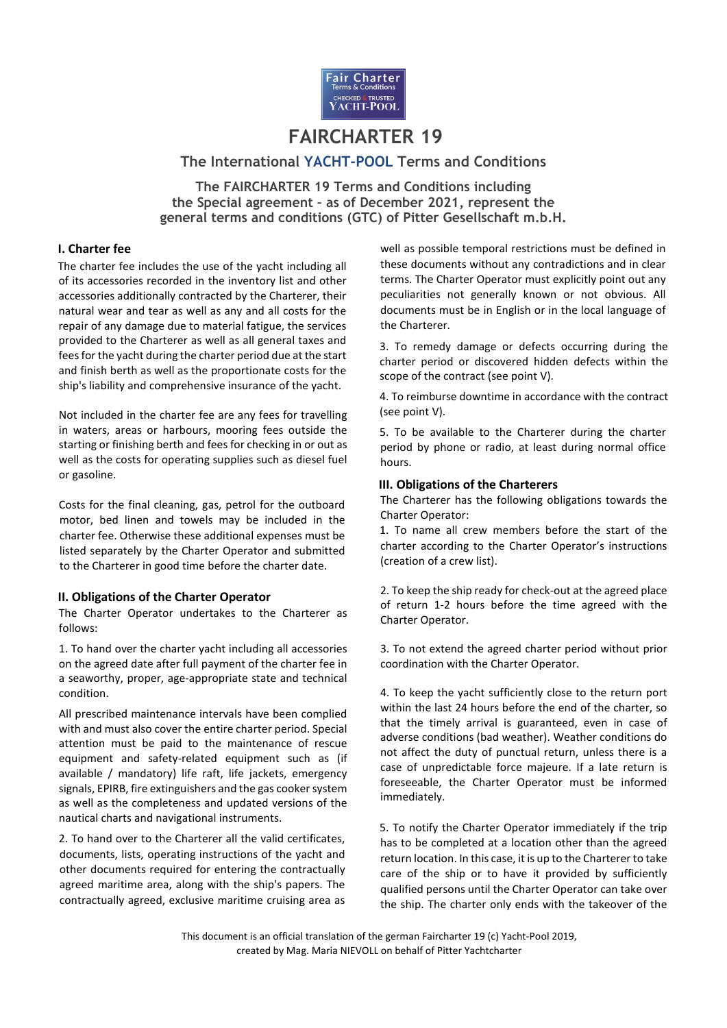# FAIRCHARTER 19

## The International YACHT-POOL Terms and Conditions

**The FAIRCHARTER 19 Terms and Conditions including the Special agreement – as of December 2021, represent the general terms and conditions (GTC) of Pitter Gesellschaft m.b.H.**

### I. Charter fee

The charter fee includes the use of the yacht including all of its accessories recorded in the inventory list and other accessories additionally contracted by the Charterer, their natural wear and tear as well as any and all costs for the repair of any damage due to material fatigue, the services provided to the Charterer as well as all general taxes and fees for the yacht during the charter period due at the start and finish berth as well as the proportionate costs for the ship's liability and comprehensive insurance of the yacht.

Not included in the charter fee are any fees for travelling in waters, areas or harbours, mooring fees outside the starting or finishing berth and fees for checking in or out as well as the costs for operating supplies such as diesel fuel or gasoline.

Costs for the final cleaning, gas, petrol for the outboard motor, bed linen and towels may be included in the charter fee. Otherwise these additional expenses must be listed separately by the Charter Operator and submitted to the Charterer in good time before the charter date.

### II. Obligations of the Charter Operator

The Charter Operator undertakes to the Charterer as follows:

1. To hand over the charter yacht including all accessories on the agreed date after full payment of the charter fee in a seaworthy, proper, age-appropriate state and technical condition.

All prescribed maintenance intervals have been complied with and must also cover the entire charter period. Special attention must be paid to the maintenance of rescue equipment and safety-related equipment such as (if available / mandatory) life raft, life jackets, emergency signals, EPIRB, fire extinguishers and the gas cooker system as well as the completeness and updated versions of the nautical charts and navigational instruments.

2. To hand over to the Charterer all the valid certificates, documents, lists, operating instructions of the yacht and other documents required for entering the contractually agreed maritime area, along with the ship's papers. The contractually agreed, exclusive maritime cruising area as well as possible temporal restrictions must be defined in these documents without any contradictions and in clear terms. The Charter Operator must explicitly point out any peculiarities not generally known or not obvious. All documents must be in English or in the local language of the Charterer.

3. To remedy damage or defects occurring during the charter period or discovered hidden defects within the scope of the contract (see point V).

4. To reimburse downtime in accordance with the contract (see point V).

5. To be available to the Charterer during the charter period by phone or radio, at least during normal office hours.

### III. Obligations of the Charterers

The Charterer has the following obligations towards the Charter Operator:

1. To name all crew members before the start of the charter according to the Charter Operator's instructions (creation of a crew list).

2. To keep the ship ready for check-out at the agreed place of return 1-2 hours before the time agreed with the Charter Operator.

3. To not extend the agreed charter period without prior coordination with the Charter Operator.

4. To keep the yacht sufficiently close to the return port within the last 24 hours before the end of the charter, so that the timely arrival is guaranteed, even in case of adverse conditions (bad weather). Weather conditions do not affect the duty of punctual return, unless there is a case of unpredictable force majeure. If a late return is foreseeable, the Charter Operator must be informed immediately.

5. To notify the Charter Operator immediately if the trip has to be completed at a location other than the agreed return location. In this case, it is up to the Charterer to take care of the ship or to have it provided by sufficiently qualified persons until the Charter Operator can take over the ship. The charter only ends with the takeover of the

This document is an official translation of the german Faircharter 19 (c) Yacht-Pool 2019, created by Mag. Maria NIEVOLL on behalf of Pitter Yachtcharter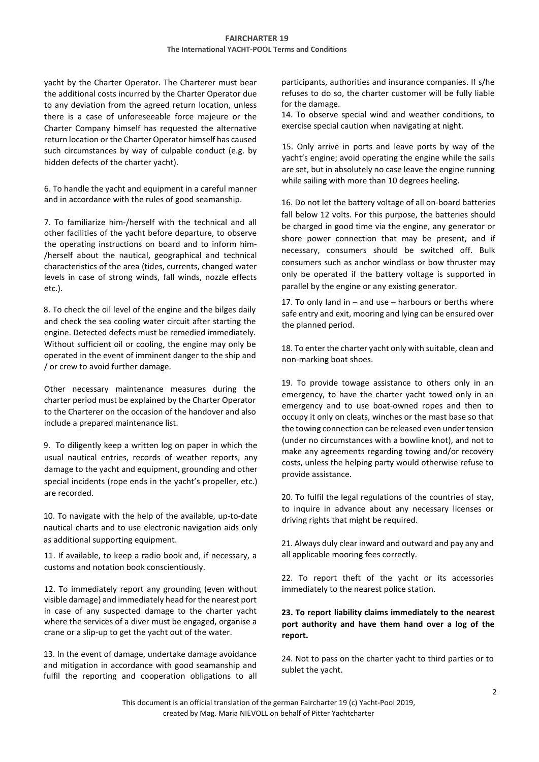yacht by the Charter Operator. The Charterer must bear the additional costs incurred by the Charter Operator due to any deviation from the agreed return location, unless there is a case of unforeseeable force majeure or the Charter Company himself has requested the alternative return location or the Charter Operator himself has caused such circumstances by way of culpable conduct (e.g. by hidden defects of the charter yacht).

6. To handle the yacht and equipment in a careful manner and in accordance with the rules of good seamanship.

7. To familiarize him-/herself with the technical and all other facilities of the yacht before departure, to observe the operating instructions on board and to inform him-/herself about the nautical, geographical and technical characteristics of the area (tides, currents, changed water levels in case of strong winds, fall winds, nozzle effects etc.).

8. To check the oil level of the engine and the bilges daily and check the sea cooling water circuit after starting the engine. Detected defects must be remedied immediately. Without sufficient oil or cooling, the engine may only be operated in the event of imminent danger to the ship and / or crew to avoid further damage.

Other necessary maintenance measures during the charter period must be explained by the Charter Operator to the Charterer on the occasion of the handover and also include a prepared maintenance list.

9. To diligently keep a written log on paper in which the usual nautical entries, records of weather reports, any damage to the yacht and equipment, grounding and other special incidents (rope ends in the yacht's propeller, etc.) are recorded.

10. To navigate with the help of the available, up-to-date nautical charts and to use electronic navigation aids only as additional supporting equipment.

11. If available, to keep a radio book and, if necessary, a customs and notation book conscientiously.

12. To immediately report any grounding (even without visible damage) and immediately head for the nearest port in case of any suspected damage to the charter yacht where the services of a diver must be engaged, organise a crane or a slip-up to get the yacht out of the water.

13. In the event of damage, undertake damage avoidance and mitigation in accordance with good seamanship and fulfil the reporting and cooperation obligations to all participants, authorities and insurance companies. If s/he refuses to do so, the charter customer will be fully liable for the damage.

14. To observe special wind and weather conditions, to exercise special caution when navigating at night.

15. Only arrive in ports and leave ports by way of the yacht's engine; avoid operating the engine while the sails are set, but in absolutely no case leave the engine running while sailing with more than 10 degrees heeling.

16. Do not let the battery voltage of all on-board batteries fall below 12 volts. For this purpose, the batteries should be charged in good time via the engine, any generator or shore power connection that may be present, and if necessary, consumers should be switched off. Bulk consumers such as anchor windlass or bow thruster may only be operated if the battery voltage is supported in parallel by the engine or any existing generator.

17. To only land in – and use – harbours or berths where safe entry and exit, mooring and lying can be ensured over the planned period.

18. To enter the charter yacht only with suitable, clean and non-marking boat shoes.

19. To provide towage assistance to others only in an emergency, to have the charter yacht towed only in an emergency and to use boat-owned ropes and then to occupy it only on cleats, winches or the mast base so that the towing connection can be released even under tension (under no circumstances with a bowline knot), and not to make any agreements regarding towing and/or recovery costs, unless the helping party would otherwise refuse to provide assistance.

20. To fulfil the legal regulations of the countries of stay, to inquire in advance about any necessary licenses or driving rights that might be required.

21. Always duly clear inward and outward and pay any and all applicable mooring fees correctly.

22. To report theft of the yacht or its accessories immediately to the nearest police station.

**23. To report liability claims immediately to the nearest port authority and have them hand over a log of the report.**

24. Not to pass on the charter yacht to third parties or to sublet the yacht.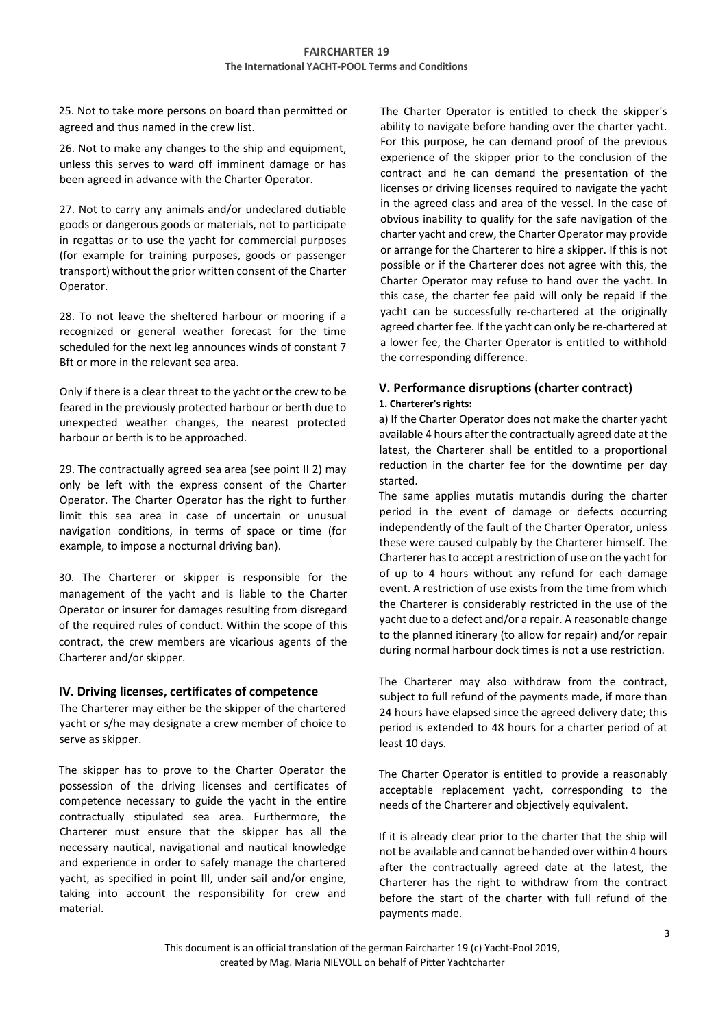25. Not to take more persons on board than permitted or agreed and thus named in the crew list.

26. Not to make any changes to the ship and equipment, unless this serves to ward off imminent damage or has been agreed in advance with the Charter Operator.

27. Not to carry any animals and/or undeclared dutiable goods or dangerous goods or materials, not to participate in regattas or to use the yacht for commercial purposes (for example for training purposes, goods or passenger transport) without the prior written consent of the Charter Operator.

28. To not leave the sheltered harbour or mooring if a recognized or general weather forecast for the time scheduled for the next leg announces winds of constant 7 Bft or more in the relevant sea area.

Only if there is a clear threat to the yacht or the crew to be feared in the previously protected harbour or berth due to unexpected weather changes, the nearest protected harbour or berth is to be approached.

29. The contractually agreed sea area (see point II 2) may only be left with the express consent of the Charter Operator. The Charter Operator has the right to further limit this sea area in case of uncertain or unusual navigation conditions, in terms of space or time (for example, to impose a nocturnal driving ban).

30. The Charterer or skipper is responsible for the management of the yacht and is liable to the Charter Operator or insurer for damages resulting from disregard of the required rules of conduct. Within the scope of this contract, the crew members are vicarious agents of the Charterer and/or skipper.

## IV. Driving licenses, certificates of competence

The Charterer may either be the skipper of the chartered yacht or s/he may designate a crew member of choice to serve as skipper.

The skipper has to prove to the Charter Operator the possession of the driving licenses and certificates of competence necessary to guide the yacht in the entire contractually stipulated sea area. Furthermore, the Charterer must ensure that the skipper has all the necessary nautical, navigational and nautical knowledge and experience in order to safely manage the chartered yacht, as specified in point III, under sail and/or engine, taking into account the responsibility for crew and material.

The Charter Operator is entitled to check the skipper's ability to navigate before handing over the charter yacht. For this purpose, he can demand proof of the previous experience of the skipper prior to the conclusion of the contract and he can demand the presentation of the licenses or driving licenses required to navigate the yacht in the agreed class and area of the vessel. In the case of obvious inability to qualify for the safe navigation of the charter yacht and crew, the Charter Operator may provide or arrange for the Charterer to hire a skipper. If this is not possible or if the Charterer does not agree with this, the Charter Operator may refuse to hand over the yacht. In this case, the charter fee paid will only be repaid if the yacht can be successfully re-chartered at the originally agreed charter fee. If the yacht can only be re-chartered at a lower fee, the Charter Operator is entitled to withhold the corresponding difference.

## V. Performance disruptions (charter contract)

**1. Charterer's rights:**

a) If the Charter Operator does not make the charter yacht available 4 hours after the contractually agreed date at the latest, the Charterer shall be entitled to a proportional reduction in the charter fee for the downtime per day started.

The same applies mutatis mutandis during the charter period in the event of damage or defects occurring independently of the fault of the Charter Operator, unless these were caused culpably by the Charterer himself. The Charterer has to accept a restriction of use on the yacht for of up to 4 hours without any refund for each damage event. A restriction of use exists from the time from which the Charterer is considerably restricted in the use of the yacht due to a defect and/or a repair. A reasonable change to the planned itinerary (to allow for repair) and/or repair during normal harbour dock times is not a use restriction.

The Charterer may also withdraw from the contract, subject to full refund of the payments made, if more than 24 hours have elapsed since the agreed delivery date; this period is extended to 48 hours for a charter period of at least 10 days.

The Charter Operator is entitled to provide a reasonably acceptable replacement yacht, corresponding to the needs of the Charterer and objectively equivalent.

If it is already clear prior to the charter that the ship will not be available and cannot be handed over within 4 hours after the contractually agreed date at the latest, the Charterer has the right to withdraw from the contract before the start of the charter with full refund of the payments made.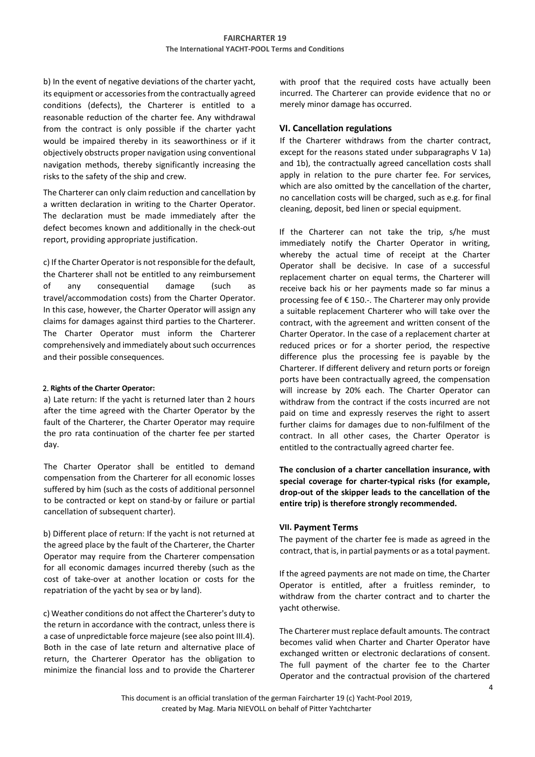b) In the event of negative deviations of the charter yacht, its equipment or accessories from the contractually agreed conditions (defects), the Charterer is entitled to a reasonable reduction of the charter fee. Any withdrawal from the contract is only possible if the charter yacht would be impaired thereby in its seaworthiness or if it objectively obstructs proper navigation using conventional navigation methods, thereby significantly increasing the risks to the safety of the ship and crew.

The Charterer can only claim reduction and cancellation by a written declaration in writing to the Charter Operator. The declaration must be made immediately after the defect becomes known and additionally in the check-out report, providing appropriate justification.

c) If the Charter Operator is not responsible for the default, the Charterer shall not be entitled to any reimbursement of any consequential damage (such as travel/accommodation costs) from the Charter Operator. In this case, however, the Charter Operator will assign any claims for damages against third parties to the Charterer. The Charter Operator must inform the Charterer comprehensively and immediately about such occurrences and their possible consequences.

#### 2. Rights of the Charter Operator:

a) Late return: If the yacht is returned later than 2 hours after the time agreed with the Charter Operator by the fault of the Charterer, the Charter Operator may require the pro rata continuation of the charter fee per started day.

The Charter Operator shall be entitled to demand compensation from the Charterer for all economic losses suffered by him (such as the costs of additional personnel to be contracted or kept on stand-by or failure or partial cancellation of subsequent charter).

b) Different place of return: If the yacht is not returned at the agreed place by the fault of the Charterer, the Charter Operator may require from the Charterer compensation for all economic damages incurred thereby (such as the cost of take-over at another location or costs for the repatriation of the yacht by sea or by land).

c) Weather conditions do not affect the Charterer's duty to the return in accordance with the contract, unless there is a case of unpredictable force majeure (see also point III.4). Both in the case of late return and alternative place of return, the Charterer Operator has the obligation to minimize the financial loss and to provide the Charterer with proof that the required costs have actually been incurred. The Charterer can provide evidence that no or merely minor damage has occurred.

### VI. Cancellation regulations

If the Charterer withdraws from the charter contract, except for the reasons stated under subparagraphs V 1a) and 1b), the contractually agreed cancellation costs shall apply in relation to the pure charter fee. For services, which are also omitted by the cancellation of the charter, no cancellation costs will be charged, such as e.g. for final cleaning, deposit, bed linen or special equipment.

If the Charterer can not take the trip, s/he must immediately notify the Charter Operator in writing, whereby the actual time of receipt at the Charter Operator shall be decisive. In case of a successful replacement charter on equal terms, the Charterer will receive back his or her payments made so far minus a processing fee of € 150.-. The Charterer may only provide a suitable replacement Charterer who will take over the contract, with the agreement and written consent of the Charter Operator. In the case of a replacement charter at reduced prices or for a shorter period, the respective difference plus the processing fee is payable by the Charterer. If different delivery and return ports or foreign ports have been contractually agreed, the compensation will increase by 20% each. The Charter Operator can withdraw from the contract if the costs incurred are not paid on time and expressly reserves the right to assert further claims for damages due to non-fulfilment of the contract. In all other cases, the Charter Operator is entitled to the contractually agreed charter fee.

**The conclusion of a charter cancellation insurance, with special coverage for charter-typical risks (for example, drop-out of the skipper leads to the cancellation of the entire trip) is therefore strongly recommended.**

### VII. Payment Terms

The payment of the charter fee is made as agreed in the contract, that is, in partial payments or as a total payment.

If the agreed payments are not made on time, the Charter Operator is entitled, after a fruitless reminder, to withdraw from the charter contract and to charter the yacht otherwise.

The Charterer must replace default amounts. The contract becomes valid when Charter and Charter Operator have exchanged written or electronic declarations of consent. The full payment of the charter fee to the Charter Operator and the contractual provision of the chartered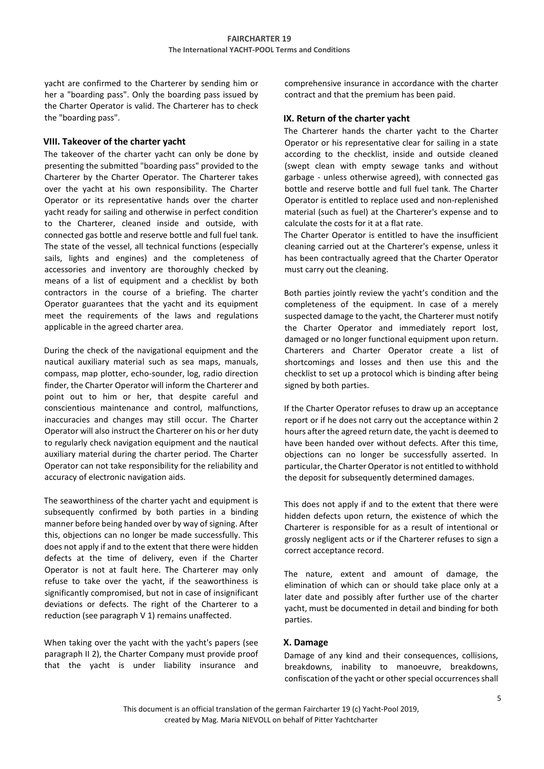yacht are confirmed to the Charterer by sending him or her a "boarding pass". Only the boarding pass issued by the Charter Operator is valid. The Charterer has to check the "boarding pass".

## VIII. Takeover of the charter yacht

The takeover of the charter yacht can only be done by presenting the submitted "boarding pass" provided to the Charterer by the Charter Operator. The Charterer takes over the yacht at his own responsibility. The Charter Operator or its representative hands over the charter yacht ready for sailing and otherwise in perfect condition to the Charterer, cleaned inside and outside, with connected gas bottle and reserve bottle and full fuel tank. The state of the vessel, all technical functions (especially sails, lights and engines) and the completeness of accessories and inventory are thoroughly checked by means of a list of equipment and a checklist by both contractors in the course of a briefing. The charter Operator guarantees that the yacht and its equipment meet the requirements of the laws and regulations applicable in the agreed charter area.

During the check of the navigational equipment and the nautical auxiliary material such as sea maps, manuals, compass, map plotter, echo-sounder, log, radio direction finder, the Charter Operator will inform the Charterer and point out to him or her, that despite careful and conscientious maintenance and control, malfunctions, inaccuracies and changes may still occur. The Charter Operator will also instruct the Charterer on his or her duty to regularly check navigation equipment and the nautical auxiliary material during the charter period. The Charter Operator can not take responsibility for the reliability and accuracy of electronic navigation aids.

The seaworthiness of the charter yacht and equipment is subsequently confirmed by both parties in a binding manner before being handed over by way of signing. After this, objections can no longer be made successfully. This does not apply if and to the extent that there were hidden defects at the time of delivery, even if the Charter Operator is not at fault here. The Charterer may only refuse to take over the yacht, if the seaworthiness is significantly compromised, but not in case of insignificant deviations or defects. The right of the Charterer to a reduction (see paragraph V 1) remains unaffected.

When taking over the yacht with the yacht's papers (see paragraph II 2), the Charter Company must provide proof that the yacht is under liability insurance and comprehensive insurance in accordance with the charter contract and that the premium has been paid.

## IX. Return of the charter yacht

The Charterer hands the charter yacht to the Charter Operator or his representative clear for sailing in a state according to the checklist, inside and outside cleaned (swept clean with empty sewage tanks and without garbage - unless otherwise agreed), with connected gas bottle and reserve bottle and full fuel tank. The Charter Operator is entitled to replace used and non-replenished material (such as fuel) at the Charterer's expense and to calculate the costs for it at a flat rate.

The Charter Operator is entitled to have the insufficient cleaning carried out at the Charterer's expense, unless it has been contractually agreed that the Charter Operator must carry out the cleaning.

Both parties jointly review the yacht's condition and the completeness of the equipment. In case of a merely suspected damage to the yacht, the Charterer must notify the Charter Operator and immediately report lost, damaged or no longer functional equipment upon return. Charterers and Charter Operator create a list of shortcomings and losses and then use this and the checklist to set up a protocol which is binding after being signed by both parties.

If the Charter Operator refuses to draw up an acceptance report or if he does not carry out the acceptance within 2 hours after the agreed return date, the yacht is deemed to have been handed over without defects. After this time, objections can no longer be successfully asserted. In particular, the Charter Operator is not entitled to withhold the deposit for subsequently determined damages.

This does not apply if and to the extent that there were hidden defects upon return, the existence of which the Charterer is responsible for as a result of intentional or grossly negligent acts or if the Charterer refuses to sign a correct acceptance record.

The nature, extent and amount of damage, the elimination of which can or should take place only at a later date and possibly after further use of the charter yacht, must be documented in detail and binding for both parties.

## X. Damage

Damage of any kind and their consequences, collisions, breakdowns, inability to manoeuvre, breakdowns, confiscation of the yacht or other special occurrences shall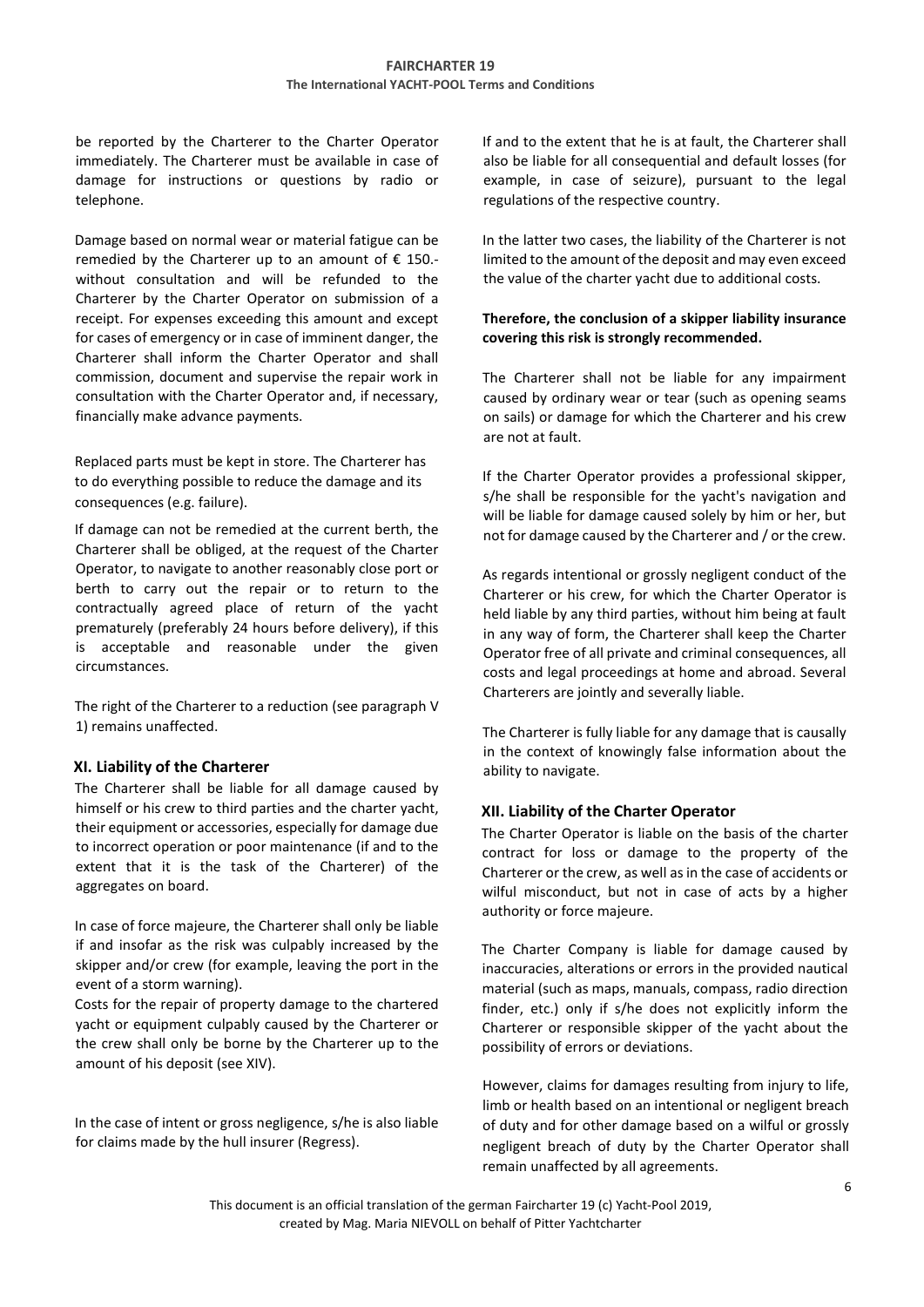be reported by the Charterer to the Charter Operator immediately. The Charterer must be available in case of damage for instructions or questions by radio or telephone.

Damage based on normal wear or material fatigue can be remedied by the Charterer up to an amount of € 150.- without consultation and will be refunded to the Charterer by the Charter Operator on submission of a receipt. For expenses exceeding this amount and except for cases of emergency or in case of imminent danger, the Charterer shall inform the Charter Operator and shall commission, document and supervise the repair work in consultation with the Charter Operator and, if necessary, financially make advance payments.

Replaced parts must be kept in store. The Charterer has to do everything possible to reduce the damage and its consequences (e.g. failure).

If damage can not be remedied at the current berth, the Charterer shall be obliged, at the request of the Charter Operator, to navigate to another reasonably close port or berth to carry out the repair or to return to the contractually agreed place of return of the yacht prematurely (preferably 24 hours before delivery), if this is acceptable and reasonable under the given circumstances.

The right of the Charterer to a reduction (see paragraph V 1) remains unaffected.

## XI. Liability of the Charterer

The Charterer shall be liable for all damage caused by himself or his crew to third parties and the charter yacht, their equipment or accessories, especially for damage due to incorrect operation or poor maintenance (if and to the extent that it is the task of the Charterer) of the aggregates on board.

In case of force majeure, the Charterer shall only be liable if and insofar as the risk was culpably increased by the skipper and/or crew (for example, leaving the port in the event of a storm warning).

Costs for the repair of property damage to the chartered yacht or equipment culpably caused by the Charterer or the crew shall only be borne by the Charterer up to the amount of his deposit (see XIV).

In the case of intent or gross negligence, s/he is also liable for claims made by the hull insurer (Regress).

If and to the extent that he is at fault, the Charterer shall also be liable for all consequential and default losses (for example, in case of seizure), pursuant to the legal regulations of the respective country.

In the latter two cases, the liability of the Charterer is not limited to the amount of the deposit and may even exceed the value of the charter yacht due to additional costs.

**Therefore, the conclusion of a skipper liability insurance covering this risk is strongly recommended.**

The Charterer shall not be liable for any impairment caused by ordinary wear or tear (such as opening seams on sails) or damage for which the Charterer and his crew are not at fault.

If the Charter Operator provides a professional skipper, s/he shall be responsible for the yacht's navigation and will be liable for damage caused solely by him or her, but not for damage caused by the Charterer and / or the crew.

As regards intentional or grossly negligent conduct of the Charterer or his crew, for which the Charter Operator is held liable by any third parties, without him being at fault in any way of form, the Charterer shall keep the Charter Operator free of all private and criminal consequences, all costs and legal proceedings at home and abroad. Several Charterers are jointly and severally liable.

The Charterer is fully liable for any damage that is causally in the context of knowingly false information about the ability to navigate.

## XII. Liability of the Charter Operator

The Charter Operator is liable on the basis of the charter contract for loss or damage to the property of the Charterer or the crew, as well as in the case of accidents or wilful misconduct, but not in case of acts by a higher authority or force majeure.

The Charter Company is liable for damage caused by inaccuracies, alterations or errors in the provided nautical material (such as maps, manuals, compass, radio direction finder, etc.) only if s/he does not explicitly inform the Charterer or responsible skipper of the yacht about the possibility of errors or deviations.

However, claims for damages resulting from injury to life, limb or health based on an intentional or negligent breach of duty and for other damage based on a wilful or grossly negligent breach of duty by the Charter Operator shall remain unaffected by all agreements.

This document is an official translation of the german Faircharter 19 (c) Yacht-Pool 2019, created by Mag. Maria NIEVOLL on behalf of Pitter Yachtcharter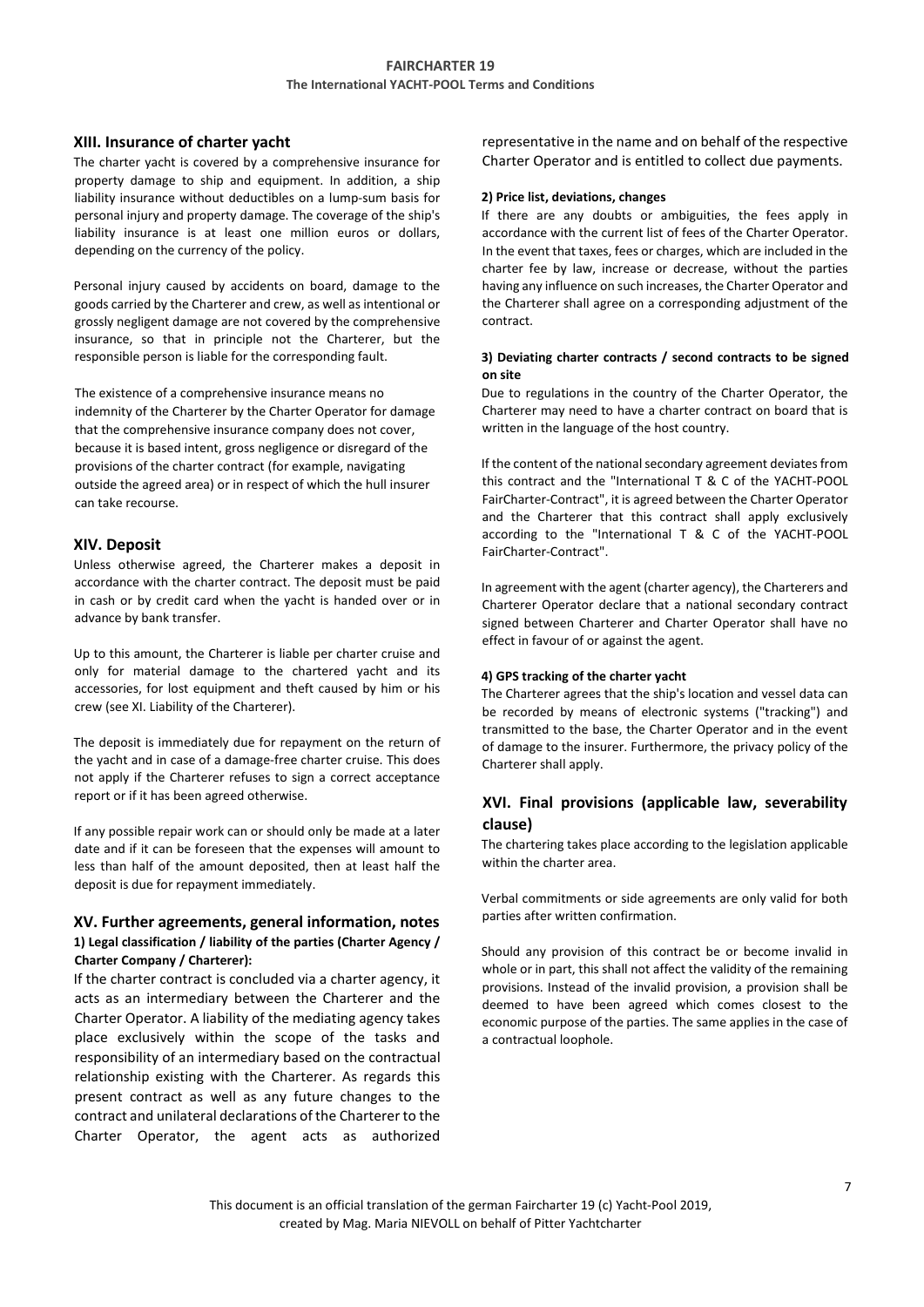## XIII. Insurance of charter yacht

The charter yacht is covered by a comprehensive insurance for property damage to ship and equipment. In addition, a ship liability insurance without deductibles on a lump-sum basis for personal injury and property damage. The coverage of the ship's liability insurance is at least one million euros or dollars, depending on the currency of the policy.

Personal injury caused by accidents on board, damage to the goods carried by the Charterer and crew, as well as intentional or grossly negligent damage are not covered by the comprehensive insurance, so that in principle not the Charterer, but the responsible person is liable for the corresponding fault.

The existence of a comprehensive insurance means no indemnity of the Charterer by the Charter Operator for damage that the comprehensive insurance company does not cover, because it is based intent, gross negligence or disregard of the provisions of the charter contract (for example, navigating outside the agreed area) or in respect of which the hull insurer can take recourse.

## XIV. Deposit

Unless otherwise agreed, the Charterer makes a deposit in accordance with the charter contract. The deposit must be paid in cash or by credit card when the yacht is handed over or in advance by bank transfer.

Up to this amount, the Charterer is liable per charter cruise and only for material damage to the chartered yacht and its accessories, for lost equipment and theft caused by him or his crew (see XI. Liability of the Charterer).

The deposit is immediately due for repayment on the return of the yacht and in case of a damage-free charter cruise. This does not apply if the Charterer refuses to sign a correct acceptance report or if it has been agreed otherwise.

If any possible repair work can or should only be made at a later date and if it can be foreseen that the expenses will amount to less than half of the amount deposited, then at least half the deposit is due for repayment immediately.

## XV. Further agreements, general information, notes

**1) Legal classification / liability of the parties (Charter Agency / Charter Company / Charterer):**

If the charter contract is concluded via a charter agency, it acts as an intermediary between the Charterer and the Charter Operator. A liability of the mediating agency takes place exclusively within the scope of the tasks and responsibility of an intermediary based on the contractual relationship existing with the Charterer. As regards this present contract as well as any future changes to the contract and unilateral declarations of the Charterer to the Charter Operator, the agent acts as authorized representative in the name and on behalf of the respective Charter Operator and is entitled to collect due payments.

**2) Price list, deviations, changes**

If there are any doubts or ambiguities, the fees apply in accordance with the current list of fees of the Charter Operator. In the event that taxes, fees or charges, which are included in the charter fee by law, increase or decrease, without the parties having any influence on such increases, the Charter Operator and the Charterer shall agree on a corresponding adjustment of the contract.

**3) Deviating charter contracts / second contracts to be signed on site**

Due to regulations in the country of the Charter Operator, the Charterer may need to have a charter contract on board that is written in the language of the host country.

If the content of the national secondary agreement deviates from this contract and the "International T & C of the YACHT-POOL FairCharter-Contract", it is agreed between the Charter Operator and the Charterer that this contract shall apply exclusively according to the "International T & C of the YACHT-POOL FairCharter-Contract".

In agreement with the agent (charter agency), the Charterers and Charterer Operator declare that a national secondary contract signed between Charterer and Charter Operator shall have no effect in favour of or against the agent.

**4) GPS tracking of the charter yacht**

The Charterer agrees that the ship's location and vessel data can be recorded by means of electronic systems ("tracking") and transmitted to the base, the Charter Operator and in the event of damage to the insurer. Furthermore, the privacy policy of the Charterer shall apply.

## XVI. Final provisions (applicable law, severability clause)

The chartering takes place according to the legislation applicable within the charter area.

Verbal commitments or side agreements are only valid for both parties after written confirmation.

Should any provision of this contract be or become invalid in whole or in part, this shall not affect the validity of the remaining provisions. Instead of the invalid provision, a provision shall be deemed to have been agreed which comes closest to the economic purpose of the parties. The same applies in the case of a contractual loophole.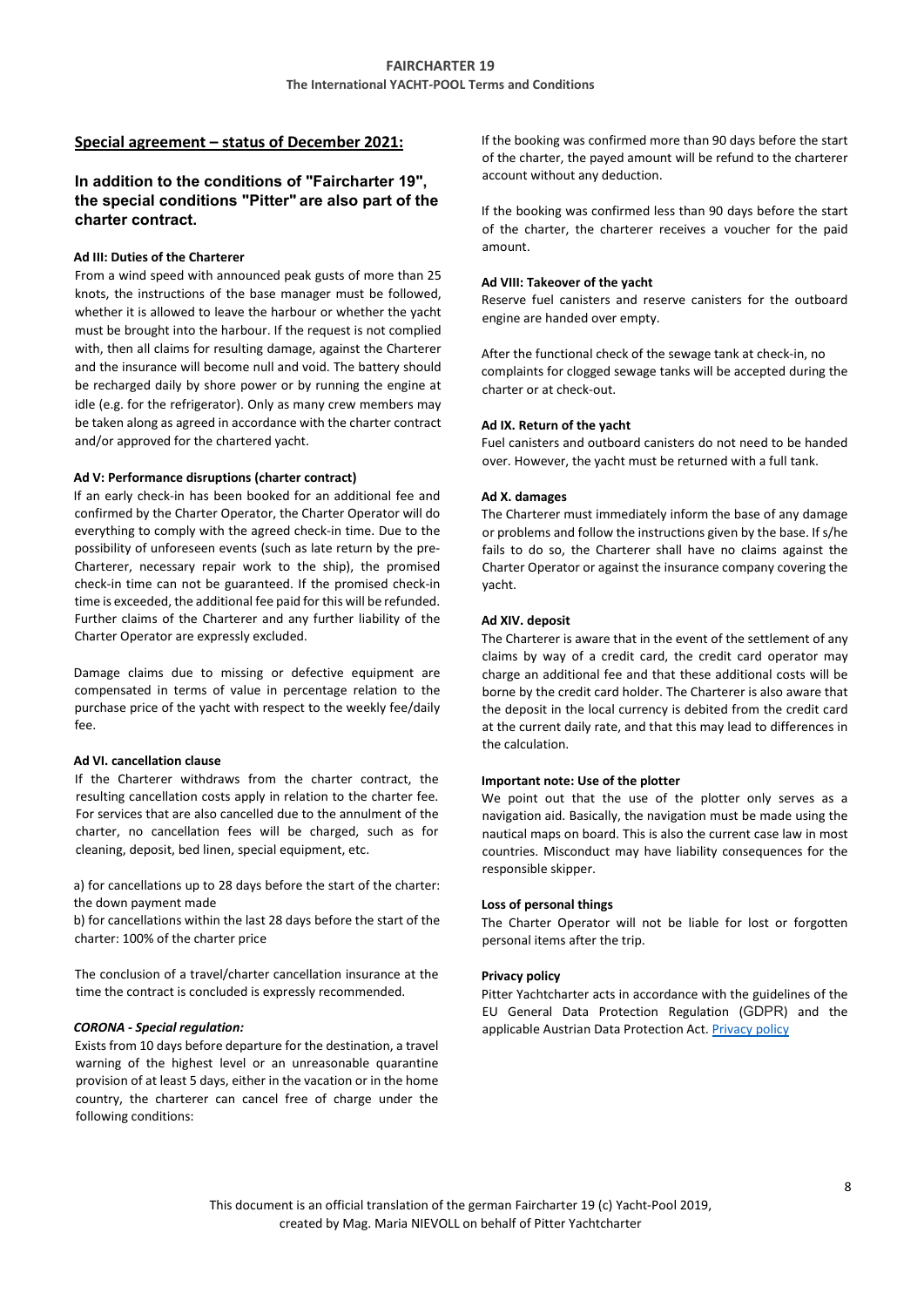## Special agreement – status of December 2021:

### In addition to the conditions of "Faircharter 19", the special conditions "Pitter" are also part of the charter contract.

#### Ad III: Duties of the Charterer

From a wind speed with announced peak gusts of more than 25 knots, the instructions of the base manager must be followed, whether it is allowed to leave the harbour or whether the yacht must be brought into the harbour. If the request is not complied with, then all claims for resulting damage, against the Charterer and the insurance will become null and void. The battery should be recharged daily by shore power or by running the engine at idle (e.g. for the refrigerator). Only as many crew members may be taken along as agreed in accordance with the charter contract and/or approved for the chartered yacht.

#### Ad V: Performance disruptions (charter contract)

If an early check-in has been booked for an additional fee and confirmed by the Charter Operator, the Charter Operator will do everything to comply with the agreed check-in time. Due to the possibility of unforeseen events (such as late return by the pre-Charterer, necessary repair work to the ship), the promised check-in time can not be guaranteed. If the promised check-in time is exceeded, the additional fee paid for this will be refunded. Further claims of the Charterer and any further liability of the Charter Operator are expressly excluded.

Damage claims due to missing or defective equipment are compensated in terms of value in percentage relation to the purchase price of the yacht with respect to the weekly fee/daily fee.

#### Ad VI. cancellation clause

If the Charterer withdraws from the charter contract, the resulting cancellation costs apply in relation to the charter fee. For services that are also cancelled due to the annulment of the charter, no cancellation fees will be charged, such as for cleaning, deposit, bed linen, special equipment, etc.

a) for cancellations up to 28 days before the start of the charter: the down payment made
b) for cancellations within the last 28 days before the start of the charter: 100% of the charter price

The conclusion of a travel/charter cancellation insurance at the time the contract is concluded is expressly recommended.

***CORONA - Special regulation:***

Exists from 10 days before departure for the destination, a travel warning of the highest level or an unreasonable quarantine provision of at least 5 days, either in the vacation or in the home country, the charterer can cancel free of charge under the following conditions:

If the booking was confirmed more than 90 days before the start of the charter, the payed amount will be refund to the charterer account without any deduction.

If the booking was confirmed less than 90 days before the start of the charter, the charterer receives a voucher for the paid amount.

#### Ad VIII: Takeover of the yacht

Reserve fuel canisters and reserve canisters for the outboard engine are handed over empty.

After the functional check of the sewage tank at check-in, no complaints for clogged sewage tanks will be accepted during the charter or at check-out.

#### Ad IX. Return of the yacht

Fuel canisters and outboard canisters do not need to be handed over. However, the yacht must be returned with a full tank.

#### Ad X. damages

The Charterer must immediately inform the base of any damage or problems and follow the instructions given by the base. If s/he fails to do so, the Charterer shall have no claims against the Charter Operator or against the insurance company covering the yacht.

#### Ad XIV. deposit

The Charterer is aware that in the event of the settlement of any claims by way of a credit card, the credit card operator may charge an additional fee and that these additional costs will be borne by the credit card holder. The Charterer is also aware that the deposit in the local currency is debited from the credit card at the current daily rate, and that this may lead to differences in the calculation.

#### Important note: Use of the plotter

We point out that the use of the plotter only serves as a navigation aid. Basically, the navigation must be made using the nautical maps on board. This is also the current case law in most countries. Misconduct may have liability consequences for the responsible skipper.

#### Loss of personal things

The Charter Operator will not be liable for lost or forgotten personal items after the trip.

#### Privacy policy

Pitter Yachtcharter acts in accordance with the guidelines of the EU General Data Protection Regulation (GDPR) and the applicable Austrian Data Protection Act. Privacy policy

This document is an official translation of the german Faircharter 19 (c) Yacht-Pool 2019, created by Mag. Maria NIEVOLL on behalf of Pitter Yachtcharter